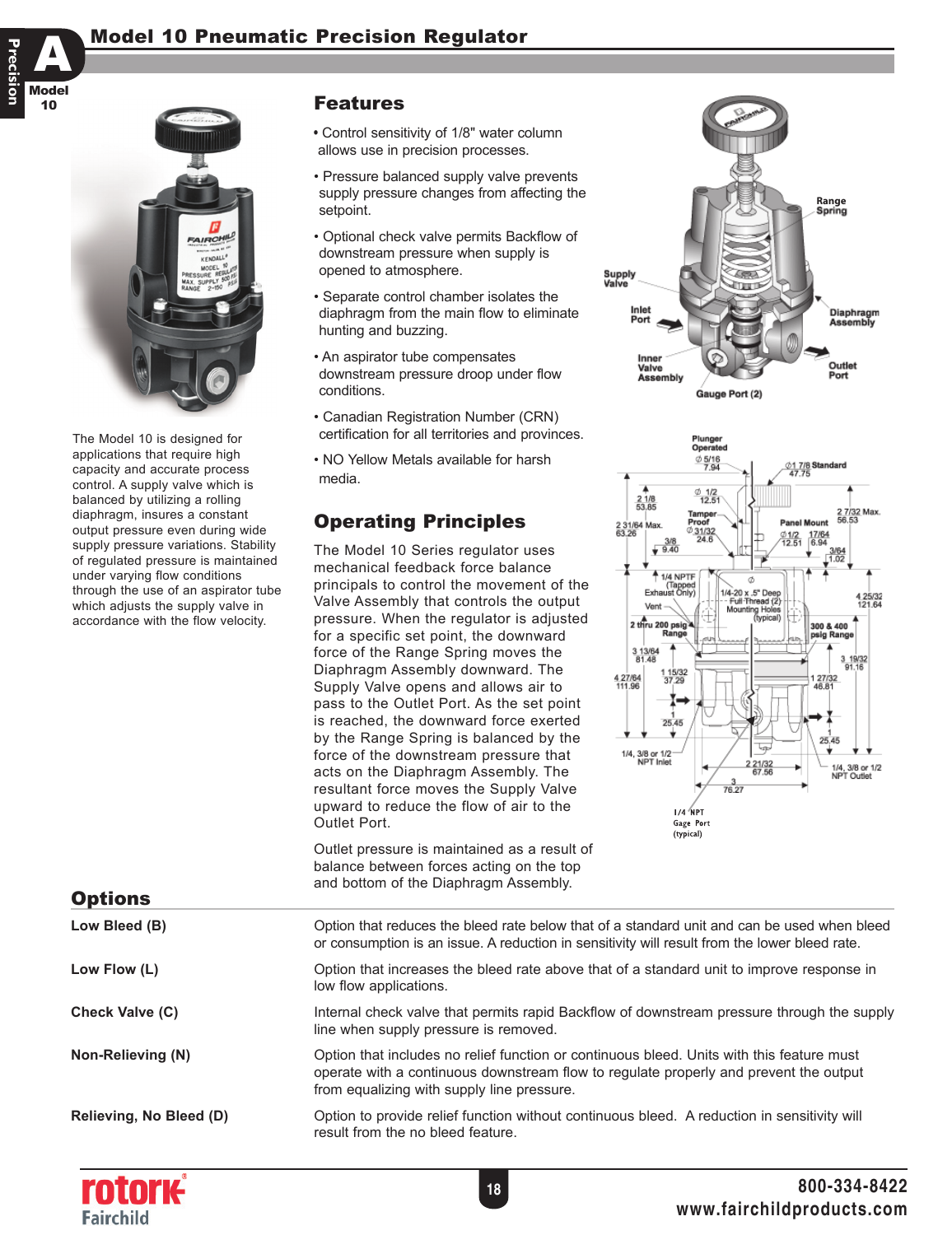# Model 10 Pneumatic Precision Regulator

The Model 10 is designed for applications that require high capacity and accurate process control. A supply valve which is balanced by utilizing a rolling diaphragm, insures a constant output pressure even during wide supply pressure variations. Stability of regulated pressure is maintained under varying flow conditions through the use of an aspirator tube which adjusts the supply valve in accordance with the flow velocity.

## Features

- Control sensitivity of 1/8" water column allows use in precision processes.
- Pressure balanced supply valve prevents supply pressure changes from affecting the setpoint.
- Optional check valve permits Backflow of downstream pressure when supply is opened to atmosphere.
- Separate control chamber isolates the diaphragm from the main flow to eliminate hunting and buzzing.
- An aspirator tube compensates downstream pressure droop under flow conditions.
- Canadian Registration Number (CRN) certification for all territories and provinces.
- NO Yellow Metals available for harsh media.

## Operating Principles

The Model 10 Series regulator uses mechanical feedback force balance principals to control the movement of the Valve Assembly that controls the output pressure. When the regulator is adjusted for a specific set point, the downward force of the Range Spring moves the Diaphragm Assembly downward. The Supply Valve opens and allows air to pass to the Outlet Port. As the set point is reached, the downward force exerted by the Range Spring is balanced by the force of the downstream pressure that acts on the Diaphragm Assembly. The resultant force moves the Supply Valve upward to reduce the flow of air to the Outlet Port.

Outlet pressure is maintained as a result of balance between forces acting on the top and bottom of the Diaphragm Assembly.

## Options

| | |
|---|---|
| **Low Bleed (B)** | Option that reduces the bleed rate below that of a standard unit and can be used when bleed or consumption is an issue. A reduction in sensitivity will result from the lower bleed rate. |
| **Low Flow (L)** | Option that increases the bleed rate above that of a standard unit to improve response in low flow applications. |
| **Check Valve (C)** | Internal check valve that permits rapid Backflow of downstream pressure through the supply line when supply pressure is removed. |
| **Non-Relieving (N)** | Option that includes no relief function or continuous bleed. Units with this feature must operate with a continuous downstream flow to regulate properly and prevent the output from equalizing with supply line pressure. |
| **Relieving, No Bleed (D)** | Option to provide relief function without continuous bleed. A reduction in sensitivity will result from the no bleed feature. |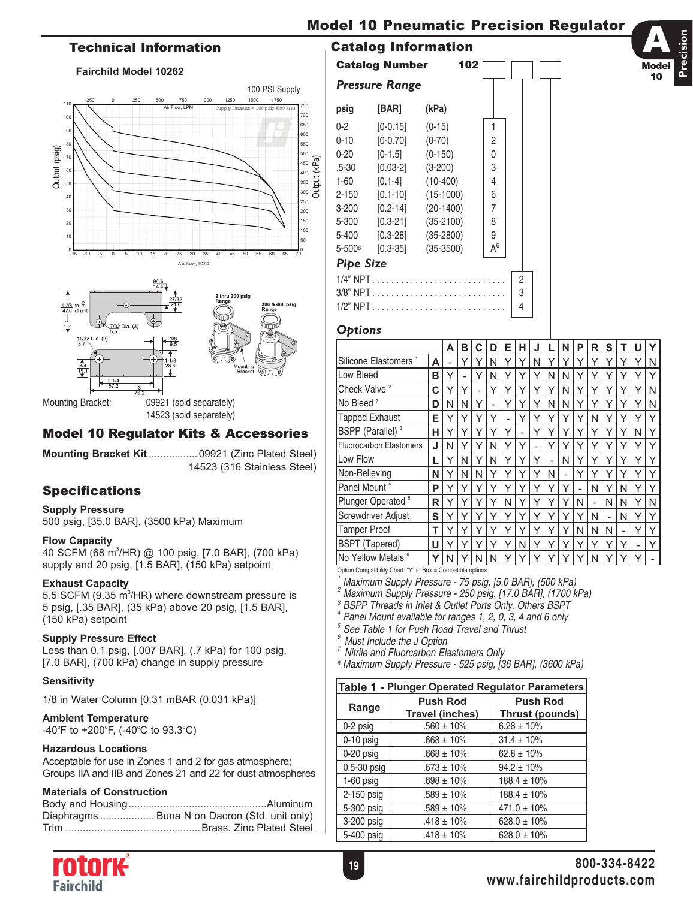# Model 10 Pneumatic Precision Regulator

## Technical Information

**Fairchild Model 10262**

100 PSI Supply

Air Flow, LPM
-250 0 250 500 750 1000 1250 1500 1750
Supply Pressure = 100 psig (689 kPa)
Output (psig)
0 10 20 30 40 50 60 70 80 90 100 110
Output (kPa)
0 50 100 150 200 250 300 350 400 450 500 550 600 650 700 750
-15 -10 -5 0 5 10 15 20 25 30 35 40 45 50 55 60 65 70
Air Flow, SCFM

9/16 14.4
1 7/8 to ℄ of unit 47.6
27/32 21.6
7/32 Dia. (3) 5.5
11/32 Dia. (2) 8.7
3/8 9.5
1 1/8 28.6
3/4 19.1
2 1/4 57.2
3 76.2
2 thru 200 psig Range
300 & 400 psig Range
Mounting Bracket

Mounting Bracket: 09921 (sold separately)
14523 (sold separately)

## Model 10 Regulator Kits & Accessories

**Mounting Bracket Kit** ................. 09921 (Zinc Plated Steel)
14523 (316 Stainless Steel)

## Specifications

**Supply Pressure**

500 psig, [35.0 BAR], (3500 kPa) Maximum

**Flow Capacity**

40 SCFM (68 $m^3$/HR) @ 100 psig, [7.0 BAR], (700 kPa) supply and 20 psig, [1.5 BAR], (150 kPa) setpoint

**Exhaust Capacity**

5.5 SCFM (9.35 $m^3$/HR) where downstream pressure is 5 psig, [.35 BAR], (35 kPa) above 20 psig, [1.5 BAR], (150 kPa) setpoint

**Supply Pressure Effect**

Less than 0.1 psig, [.007 BAR], (.7 kPa) for 100 psig, [7.0 BAR], (700 kPa) change in supply pressure

**Sensitivity**

1/8 in Water Column [0.31 mBAR (0.031 kPa)]

**Ambient Temperature**

-40°F to +200°F, (-40°C to 93.3°C)

**Hazardous Locations**

Acceptable for use in Zones 1 and 2 for gas atmosphere; Groups IIA and IIB and Zones 21 and 22 for dust atmospheres

**Materials of Construction**

Body and Housing................................................Aluminum
Diaphragms ................... Buna N on Dacron (Std. unit only)
Trim ...............................................Brass, Zinc Plated Steel

## Catalog Information

**Catalog Number** **102** ☐ ☐ ☐

### Pressure Range

| psig | [BAR] | (kPa) | |
|---|---|---|---|
| 0-2 | [0-0.15] | (0-15) | 1 |
| 0-10 | [0-0.70] | (0-70) | 2 |
| 0-20 | [0-1.5] | (0-150) | 0 |
| .5-30 | [0.03-2] | (3-200) | 3 |
| 1-60 | [0.1-4] | (10-400) | 4 |
| 2-150 | [0.1-10] | (15-1000) | 6 |
| 3-200 | [0.2-14] | (20-1400) | 7 |
| 5-300 | [0.3-21] | (35-2100) | 8 |
| 5-400 | [0.3-28] | (35-2800) | 9 |
| 5-500[8] | [0.3-35] | (35-3500) | A[6] |

### Pipe Size

| | |
|---|---|
| 1/4" NPT | 2 |
| 3/8" NPT | 3 |
| 1/2" NPT | 4 |

### Options

| | | A | B | C | D | E | H | J | L | N | P | R | S | T | U | Y |
|---|---|---|---|---|---|---|---|---|---|---|---|---|---|---|---|---|
| Silicone Elastomers [1] | A | - | Y | Y | N | Y | Y | N | Y | Y | Y | Y | Y | Y | Y | N |
| Low Bleed | B | Y | - | Y | N | Y | Y | Y | N | N | Y | Y | Y | Y | Y | Y |
| Check Valve [2] | C | Y | Y | - | Y | Y | Y | Y | Y | N | Y | Y | Y | Y | Y | N |
| No Bleed [7] | D | N | N | Y | - | Y | Y | Y | N | N | Y | Y | Y | Y | Y | N |
| Tapped Exhaust | E | Y | Y | Y | Y | - | Y | Y | Y | Y | Y | N | Y | Y | Y | Y |
| BSPP (Parallel) [3] | H | Y | Y | Y | Y | Y | - | Y | Y | Y | Y | Y | Y | Y | N | Y |
| Fluorocarbon Elastomers | J | N | Y | Y | N | Y | Y | - | Y | Y | Y | Y | Y | Y | Y | Y |
| Low Flow | L | Y | N | Y | N | Y | Y | Y | - | N | Y | Y | Y | Y | Y | Y |
| Non-Relieving | N | Y | N | N | Y | Y | Y | Y | N | - | Y | Y | Y | Y | Y | Y |
| Panel Mount [4] | P | Y | Y | Y | Y | Y | Y | Y | Y | Y | - | N | Y | N | Y | Y |
| Plunger Operated [5] | R | Y | Y | Y | Y | N | Y | Y | Y | Y | N | - | N | N | Y | N |
| Screwdriver Adjust | S | Y | Y | Y | Y | Y | Y | Y | Y | Y | Y | N | - | N | Y | Y |
| Tamper Proof | T | Y | Y | Y | Y | Y | Y | Y | Y | Y | N | N | N | - | Y | Y |
| BSPT (Tapered) | U | Y | Y | Y | Y | Y | N | Y | Y | Y | Y | Y | Y | Y | - | Y |
| No Yellow Metals [6] | Y | N | Y | N | N | Y | Y | Y | Y | Y | Y | N | Y | Y | Y | - |

Option Compatibility Chart: "Y" in Box = Compatible options

[1] *Maximum Supply Pressure - 75 psig, [5.0 BAR], (500 kPa)*
[2] *Maximum Supply Pressure - 250 psig, [17.0 BAR], (1700 kPa)*
[3] *BSPP Threads in Inlet & Outlet Ports Only. Others BSPT*
[4] *Panel Mount available for ranges 1, 2, 0, 3, 4 and 6 only*
[5] *See Table 1 for Push Road Travel and Thrust*
[6] *Must Include the J Option*
[7] *Nitrile and Fluorcarbon Elastomers Only*
[8] *Maximum Supply Pressure - 525 psig, [36 BAR], (3600 kPa)*

**Table 1 - Plunger Operated Regulator Parameters**

| Range | Push Rod Travel (inches) | Push Rod Thrust (pounds) |
|---|---|---|
| 0-2 psig | .560 ± 10% | 6.28 ± 10% |
| 0-10 psig | .668 ± 10% | 31.4 ± 10% |
| 0-20 psig | .668 ± 10% | 62.8 ± 10% |
| 0.5-30 psig | .673 ± 10% | 94.2 ± 10% |
| 1-60 psig | .698 ± 10% | 188.4 ± 10% |
| 2-150 psig | .589 ± 10% | 188.4 ± 10% |
| 5-300 psig | .589 ± 10% | 471.0 ± 10% |
| 3-200 psig | .418 ± 10% | 628.0 ± 10% |
| 5-400 psig | .418 ± 10% | 628.0 ± 10% |

rotork Fairchild

800-334-8422
www.fairchildproducts.com